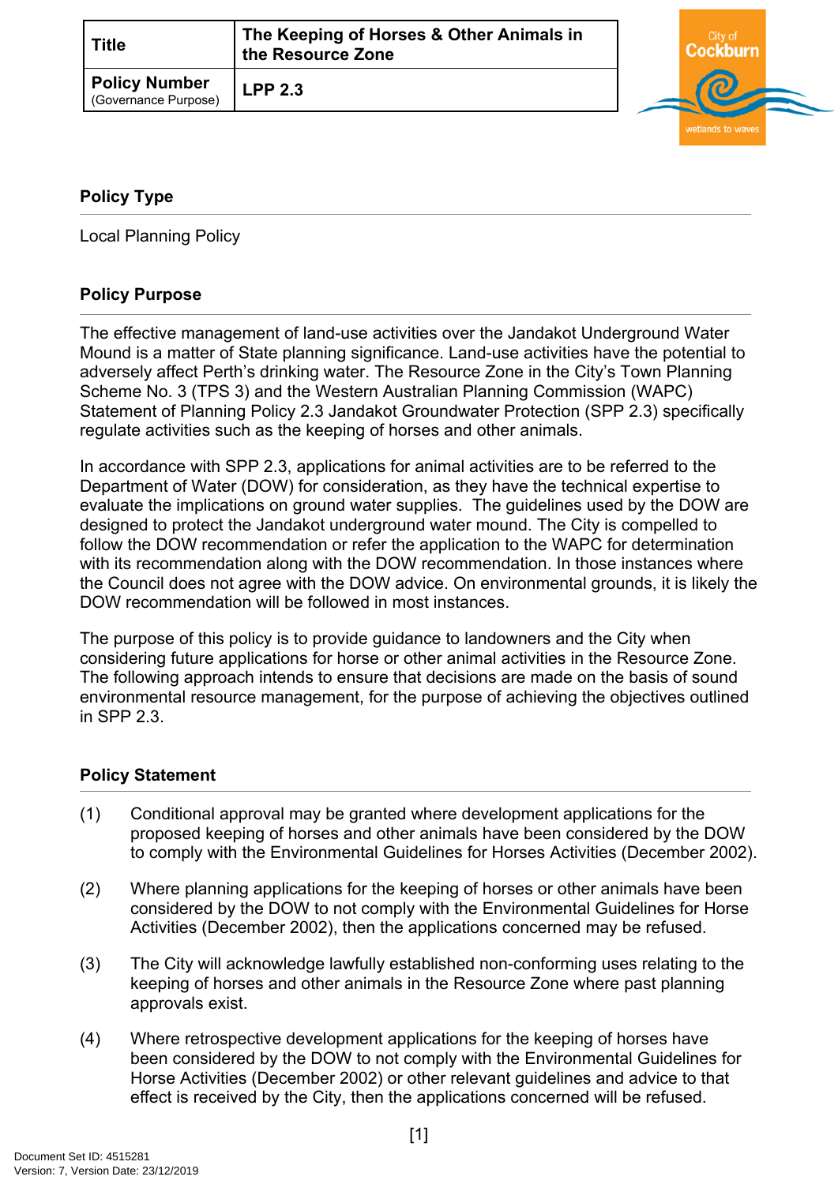| Title | The Keeping of Horses & Other Animals in the Resource Zone |
| --- | --- |
| **Policy Number** (Governance Purpose) | **LPP 2.3** |

## Policy Type

Local Planning Policy

## Policy Purpose

The effective management of land-use activities over the Jandakot Underground Water Mound is a matter of State planning significance. Land-use activities have the potential to adversely affect Perth's drinking water. The Resource Zone in the City's Town Planning Scheme No. 3 (TPS 3) and the Western Australian Planning Commission (WAPC) Statement of Planning Policy 2.3 Jandakot Groundwater Protection (SPP 2.3) specifically regulate activities such as the keeping of horses and other animals.

In accordance with SPP 2.3, applications for animal activities are to be referred to the Department of Water (DOW) for consideration, as they have the technical expertise to evaluate the implications on ground water supplies. The guidelines used by the DOW are designed to protect the Jandakot underground water mound. The City is compelled to follow the DOW recommendation or refer the application to the WAPC for determination with its recommendation along with the DOW recommendation. In those instances where the Council does not agree with the DOW advice. On environmental grounds, it is likely the DOW recommendation will be followed in most instances.

The purpose of this policy is to provide guidance to landowners and the City when considering future applications for horse or other animal activities in the Resource Zone. The following approach intends to ensure that decisions are made on the basis of sound environmental resource management, for the purpose of achieving the objectives outlined in SPP 2.3.

## Policy Statement

(1) Conditional approval may be granted where development applications for the proposed keeping of horses and other animals have been considered by the DOW to comply with the Environmental Guidelines for Horses Activities (December 2002).

(2) Where planning applications for the keeping of horses or other animals have been considered by the DOW to not comply with the Environmental Guidelines for Horse Activities (December 2002), then the applications concerned may be refused.

(3) The City will acknowledge lawfully established non-conforming uses relating to the keeping of horses and other animals in the Resource Zone where past planning approvals exist.

(4) Where retrospective development applications for the keeping of horses have been considered by the DOW to not comply with the Environmental Guidelines for Horse Activities (December 2002) or other relevant guidelines and advice to that effect is received by the City, then the applications concerned will be refused.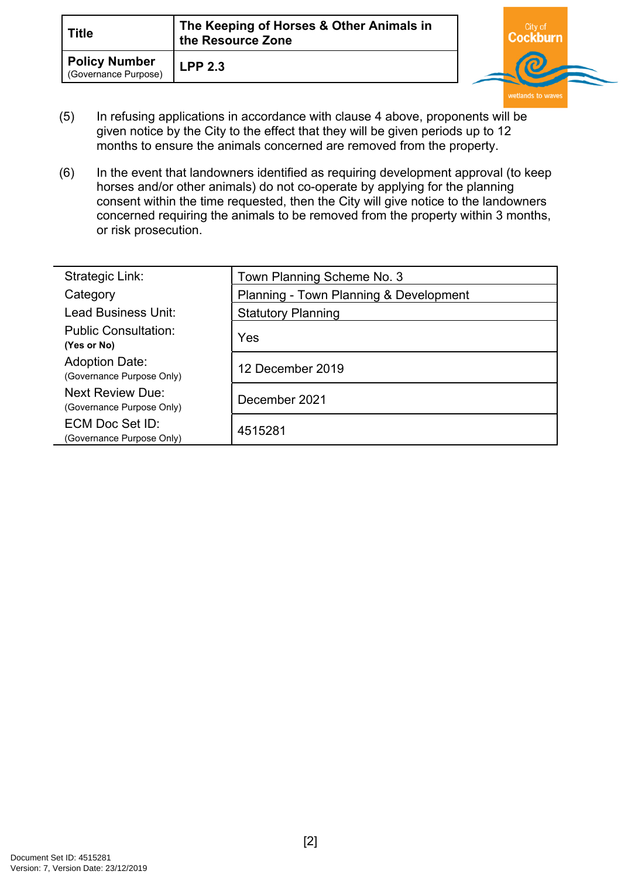| | |
|---|---|
| **Title** | **The Keeping of Horses & Other Animals in the Resource Zone** |
| **Policy Number** (Governance Purpose) | **LPP 2.3** |

(5) In refusing applications in accordance with clause 4 above, proponents will be given notice by the City to the effect that they will be given periods up to 12 months to ensure the animals concerned are removed from the property.

(6) In the event that landowners identified as requiring development approval (to keep horses and/or other animals) do not co-operate by applying for the planning consent within the time requested, then the City will give notice to the landowners concerned requiring the animals to be removed from the property within 3 months, or risk prosecution.

| | |
|---|---|
| Strategic Link: | Town Planning Scheme No. 3 |
| Category | Planning - Town Planning & Development |
| Lead Business Unit: | Statutory Planning |
| Public Consultation: **(Yes or No)** | Yes |
| Adoption Date: (Governance Purpose Only) | 12 December 2019 |
| Next Review Due: (Governance Purpose Only) | December 2021 |
| ECM Doc Set ID: (Governance Purpose Only) | 4515281 |

Document Set ID: 4515281
Version: 7, Version Date: 23/12/2019